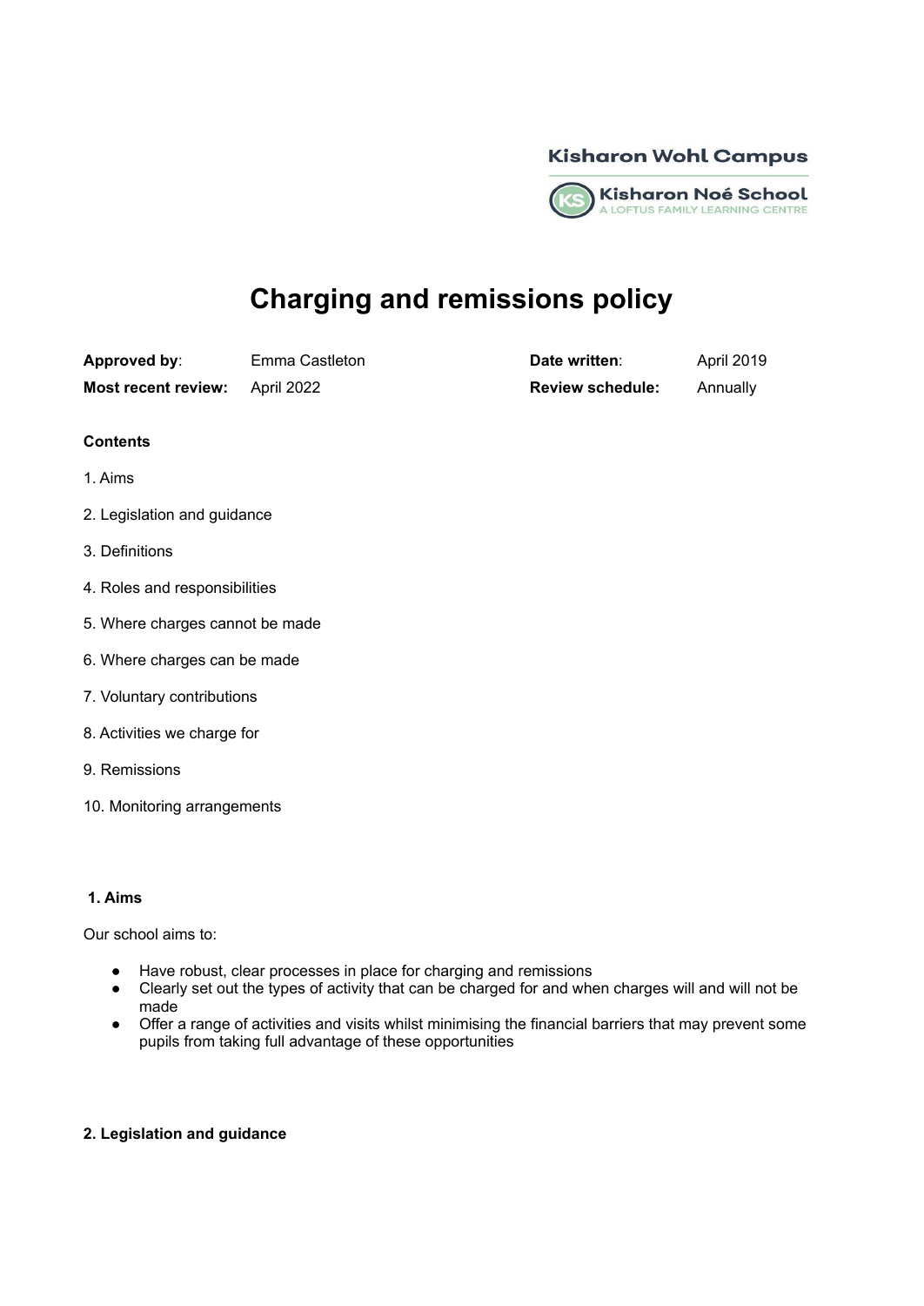Kisharon Wohl Campus

Kisharon Noé School
A LOFTUS FAMILY LEARNING CENTRE

# Charging and remissions policy

| | | | |
|---|---|---|---|
| **Approved by**: | Emma Castleton | **Date written**: | April 2019 |
| **Most recent review:** | April 2022 | **Review schedule:** | Annually |

**Contents**

1. Aims
2. Legislation and guidance
3. Definitions
4. Roles and responsibilities
5. Where charges cannot be made
6. Where charges can be made
7. Voluntary contributions
8. Activities we charge for
9. Remissions
10. Monitoring arrangements

## 1. Aims

Our school aims to:

- Have robust, clear processes in place for charging and remissions
- Clearly set out the types of activity that can be charged for and when charges will and will not be made
- Offer a range of activities and visits whilst minimising the financial barriers that may prevent some pupils from taking full advantage of these opportunities

## 2. Legislation and guidance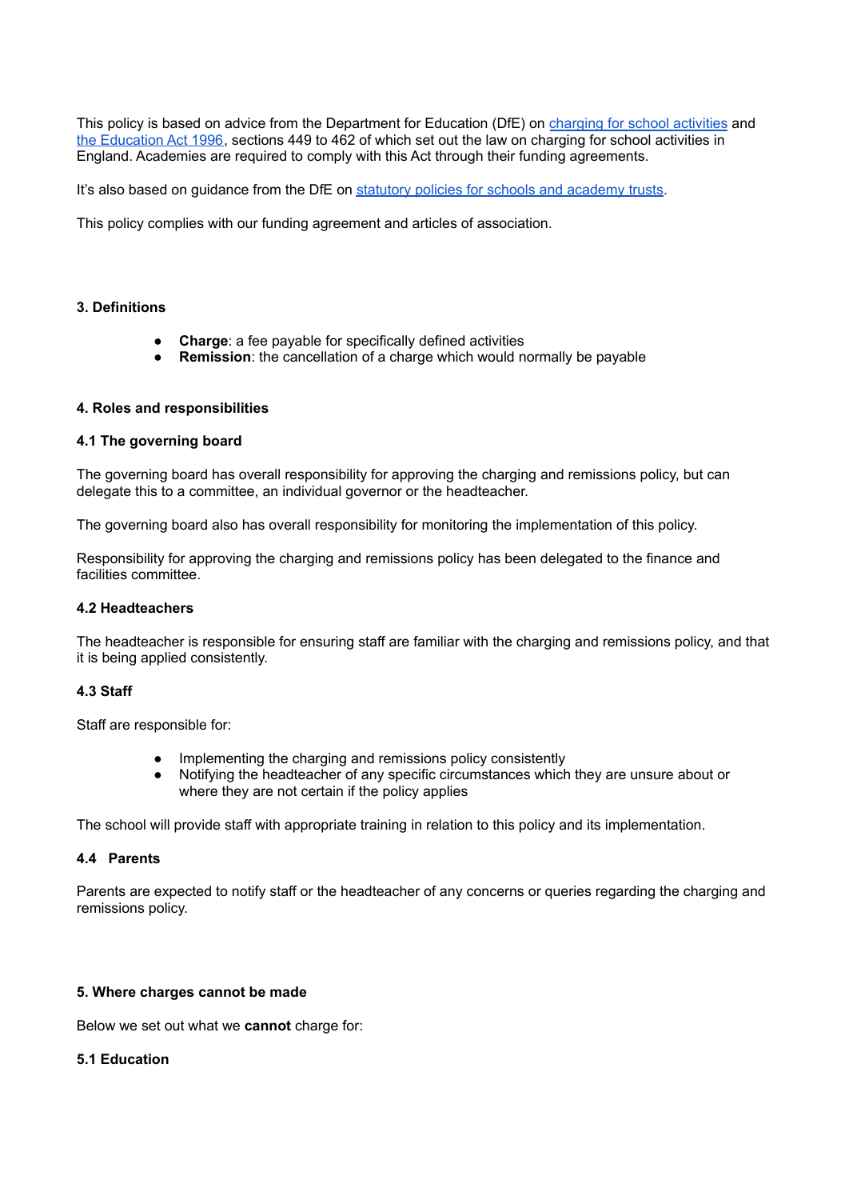This policy is based on advice from the Department for Education (DfE) on [charging for school activities](#) and [the Education Act 1996](#), sections 449 to 462 of which set out the law on charging for school activities in England. Academies are required to comply with this Act through their funding agreements.

It's also based on guidance from the DfE on [statutory policies for schools and academy trusts](#).

This policy complies with our funding agreement and articles of association.

### 3. Definitions

- **Charge**: a fee payable for specifically defined activities
- **Remission**: the cancellation of a charge which would normally be payable

### 4. Roles and responsibilities

#### 4.1 The governing board

The governing board has overall responsibility for approving the charging and remissions policy, but can delegate this to a committee, an individual governor or the headteacher.

The governing board also has overall responsibility for monitoring the implementation of this policy.

Responsibility for approving the charging and remissions policy has been delegated to the finance and facilities committee.

#### 4.2 Headteachers

The headteacher is responsible for ensuring staff are familiar with the charging and remissions policy, and that it is being applied consistently.

#### 4.3 Staff

Staff are responsible for:

- Implementing the charging and remissions policy consistently
- Notifying the headteacher of any specific circumstances which they are unsure about or where they are not certain if the policy applies

The school will provide staff with appropriate training in relation to this policy and its implementation.

#### 4.4 Parents

Parents are expected to notify staff or the headteacher of any concerns or queries regarding the charging and remissions policy.

### 5. Where charges cannot be made

Below we set out what we **cannot** charge for:

#### 5.1 Education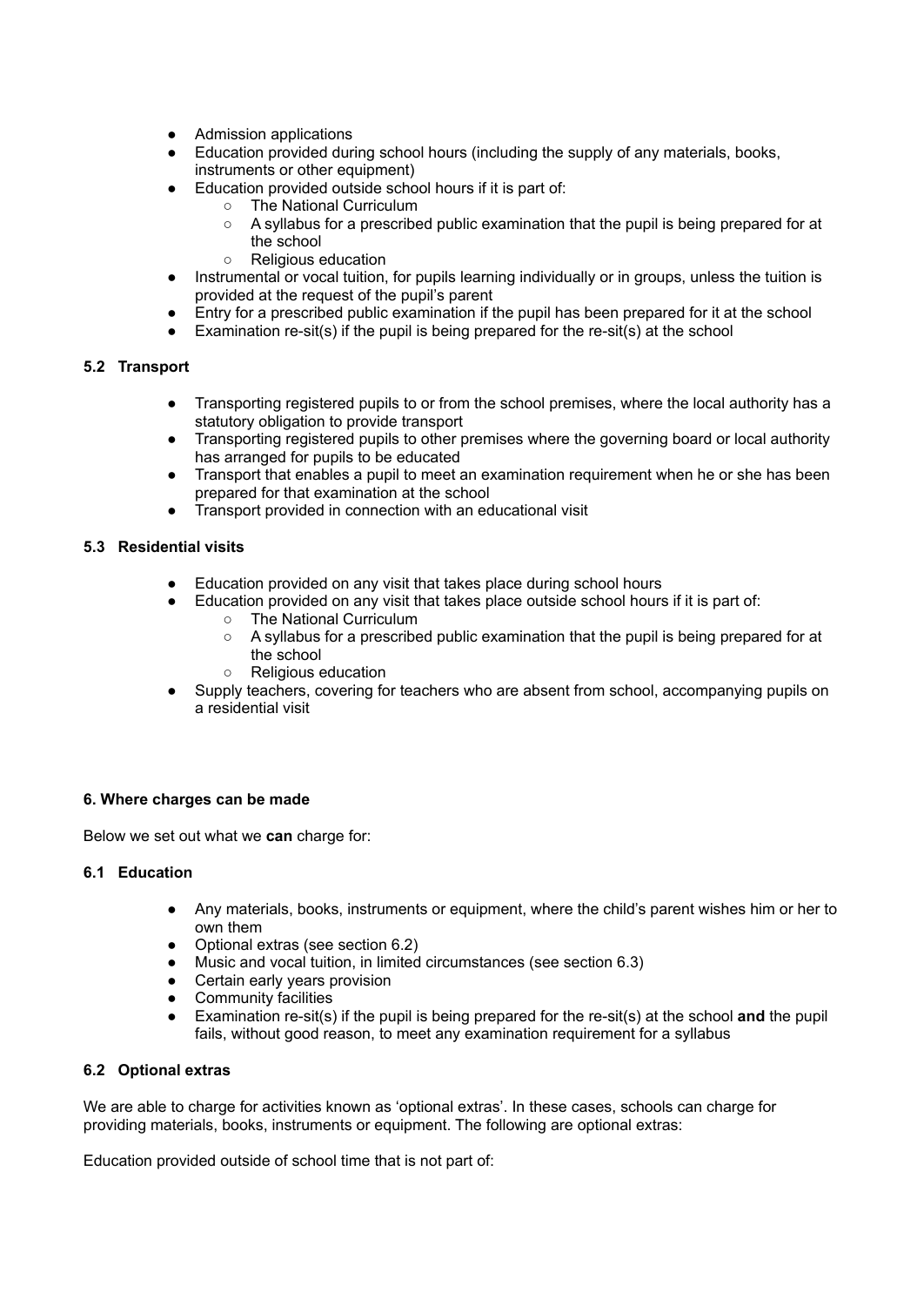- Admission applications
- Education provided during school hours (including the supply of any materials, books, instruments or other equipment)
- Education provided outside school hours if it is part of:
    - The National Curriculum
    - A syllabus for a prescribed public examination that the pupil is being prepared for at the school
    - Religious education
- Instrumental or vocal tuition, for pupils learning individually or in groups, unless the tuition is provided at the request of the pupil's parent
- Entry for a prescribed public examination if the pupil has been prepared for it at the school
- Examination re-sit(s) if the pupil is being prepared for the re-sit(s) at the school

### 5.2 Transport

- Transporting registered pupils to or from the school premises, where the local authority has a statutory obligation to provide transport
- Transporting registered pupils to other premises where the governing board or local authority has arranged for pupils to be educated
- Transport that enables a pupil to meet an examination requirement when he or she has been prepared for that examination at the school
- Transport provided in connection with an educational visit

### 5.3 Residential visits

- Education provided on any visit that takes place during school hours
- Education provided on any visit that takes place outside school hours if it is part of:
    - The National Curriculum
    - A syllabus for a prescribed public examination that the pupil is being prepared for at the school
    - Religious education
- Supply teachers, covering for teachers who are absent from school, accompanying pupils on a residential visit

## 6. Where charges can be made

Below we set out what we **can** charge for:

### 6.1 Education

- Any materials, books, instruments or equipment, where the child's parent wishes him or her to own them
- Optional extras (see section 6.2)
- Music and vocal tuition, in limited circumstances (see section 6.3)
- Certain early years provision
- Community facilities
- Examination re-sit(s) if the pupil is being prepared for the re-sit(s) at the school **and** the pupil fails, without good reason, to meet any examination requirement for a syllabus

### 6.2 Optional extras

We are able to charge for activities known as 'optional extras'. In these cases, schools can charge for providing materials, books, instruments or equipment. The following are optional extras:

Education provided outside of school time that is not part of: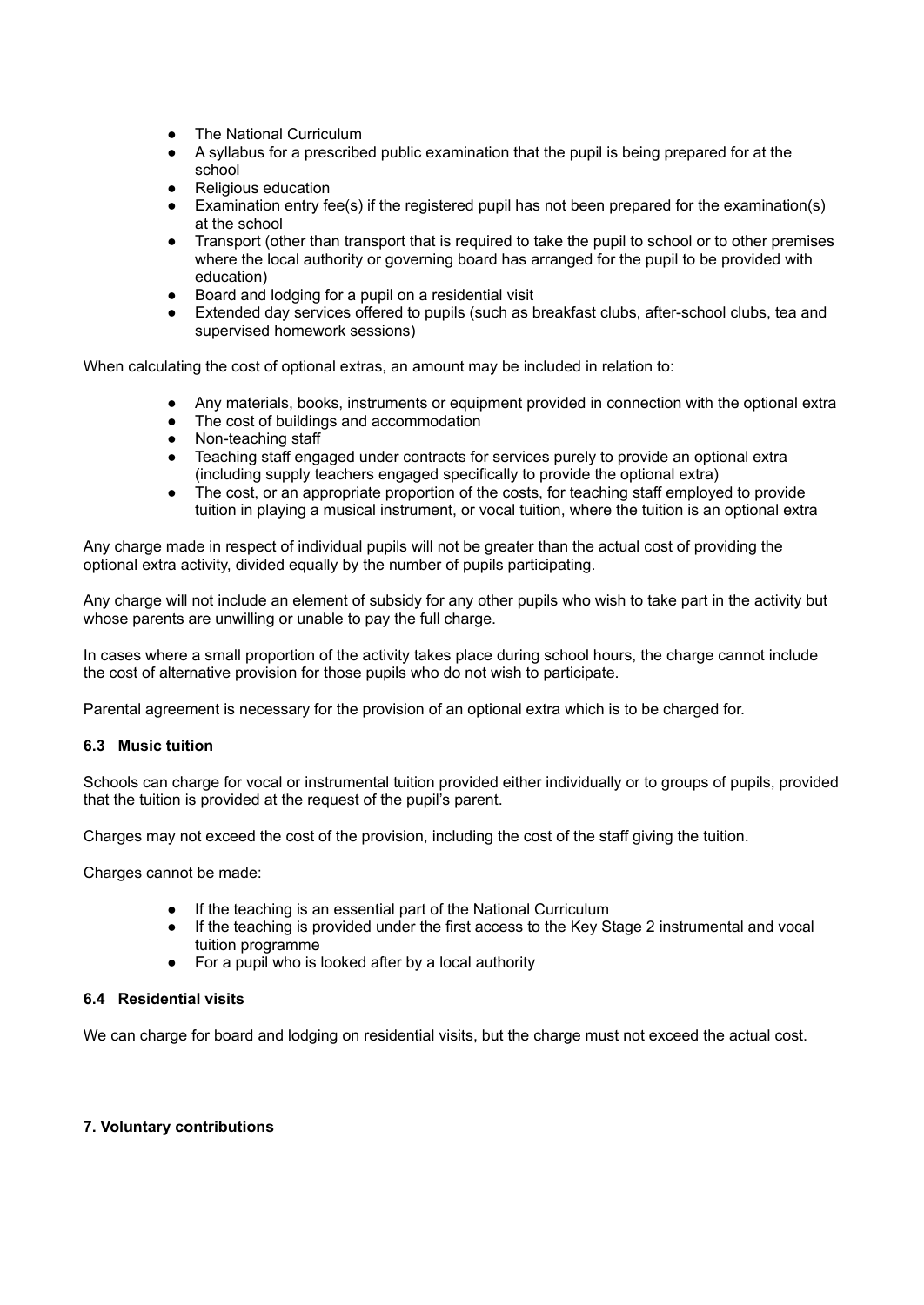- The National Curriculum
- A syllabus for a prescribed public examination that the pupil is being prepared for at the school
- Religious education
- Examination entry fee(s) if the registered pupil has not been prepared for the examination(s) at the school
- Transport (other than transport that is required to take the pupil to school or to other premises where the local authority or governing board has arranged for the pupil to be provided with education)
- Board and lodging for a pupil on a residential visit
- Extended day services offered to pupils (such as breakfast clubs, after-school clubs, tea and supervised homework sessions)

When calculating the cost of optional extras, an amount may be included in relation to:

- Any materials, books, instruments or equipment provided in connection with the optional extra
- The cost of buildings and accommodation
- Non-teaching staff
- Teaching staff engaged under contracts for services purely to provide an optional extra (including supply teachers engaged specifically to provide the optional extra)
- The cost, or an appropriate proportion of the costs, for teaching staff employed to provide tuition in playing a musical instrument, or vocal tuition, where the tuition is an optional extra

Any charge made in respect of individual pupils will not be greater than the actual cost of providing the optional extra activity, divided equally by the number of pupils participating.

Any charge will not include an element of subsidy for any other pupils who wish to take part in the activity but whose parents are unwilling or unable to pay the full charge.

In cases where a small proportion of the activity takes place during school hours, the charge cannot include the cost of alternative provision for those pupils who do not wish to participate.

Parental agreement is necessary for the provision of an optional extra which is to be charged for.

### 6.3 Music tuition

Schools can charge for vocal or instrumental tuition provided either individually or to groups of pupils, provided that the tuition is provided at the request of the pupil's parent.

Charges may not exceed the cost of the provision, including the cost of the staff giving the tuition.

Charges cannot be made:

- If the teaching is an essential part of the National Curriculum
- If the teaching is provided under the first access to the Key Stage 2 instrumental and vocal tuition programme
- For a pupil who is looked after by a local authority

### 6.4 Residential visits

We can charge for board and lodging on residential visits, but the charge must not exceed the actual cost.

## 7. Voluntary contributions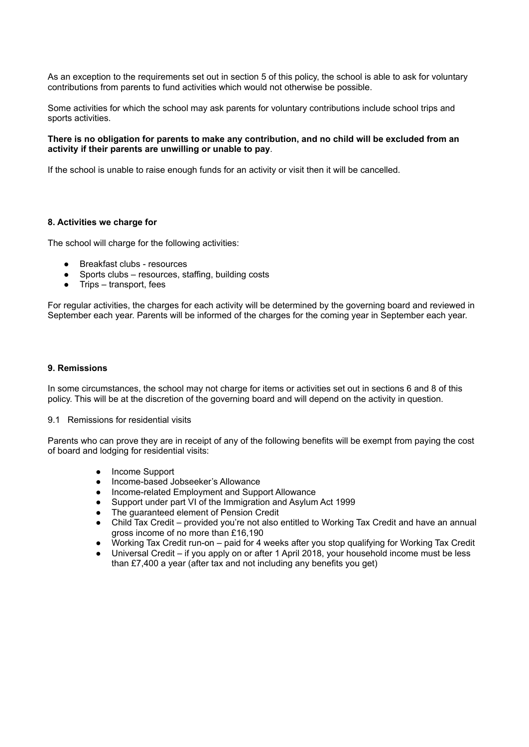As an exception to the requirements set out in section 5 of this policy, the school is able to ask for voluntary contributions from parents to fund activities which would not otherwise be possible.

Some activities for which the school may ask parents for voluntary contributions include school trips and sports activities.

**There is no obligation for parents to make any contribution, and no child will be excluded from an activity if their parents are unwilling or unable to pay**.

If the school is unable to raise enough funds for an activity or visit then it will be cancelled.

### 8. Activities we charge for

The school will charge for the following activities:

- Breakfast clubs - resources
- Sports clubs – resources, staffing, building costs
- Trips – transport, fees

For regular activities, the charges for each activity will be determined by the governing board and reviewed in September each year. Parents will be informed of the charges for the coming year in September each year.

### 9. Remissions

In some circumstances, the school may not charge for items or activities set out in sections 6 and 8 of this policy. This will be at the discretion of the governing board and will depend on the activity in question.

9.1 Remissions for residential visits

Parents who can prove they are in receipt of any of the following benefits will be exempt from paying the cost of board and lodging for residential visits:

- Income Support
- Income-based Jobseeker's Allowance
- Income-related Employment and Support Allowance
- Support under part VI of the Immigration and Asylum Act 1999
- The guaranteed element of Pension Credit
- Child Tax Credit – provided you're not also entitled to Working Tax Credit and have an annual gross income of no more than £16,190
- Working Tax Credit run-on – paid for 4 weeks after you stop qualifying for Working Tax Credit
- Universal Credit – if you apply on or after 1 April 2018, your household income must be less than £7,400 a year (after tax and not including any benefits you get)